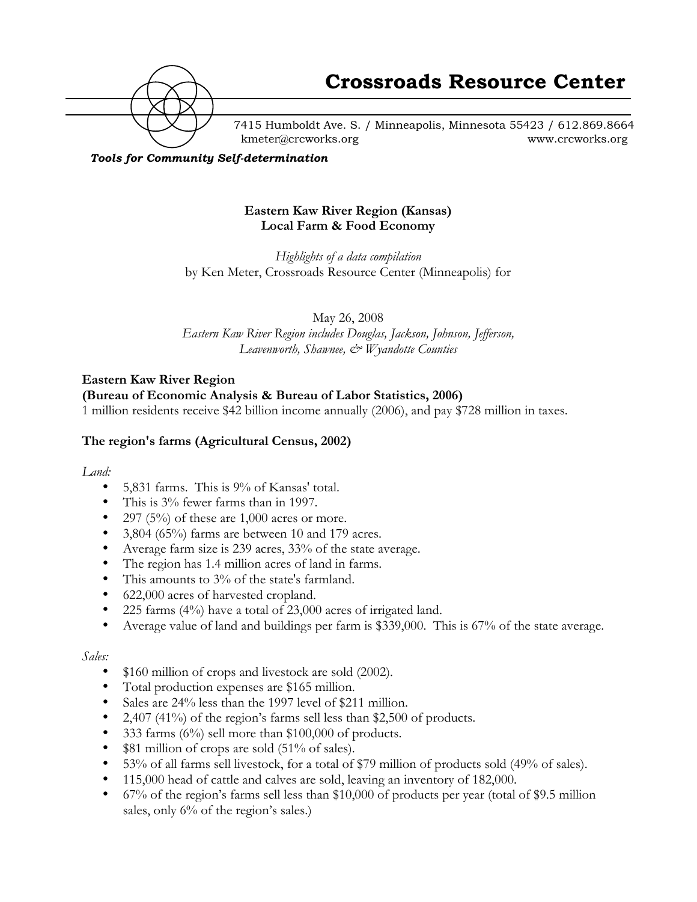# Crossroads Resource Center

7415 Humboldt Ave. S. / Minneapolis, Minnesota 55423 / 612.869.8664
kmeter@crcworks.org www.crcworks.org

***Tools for Community Self-determination***

**Eastern Kaw River Region (Kansas)**
**Local Farm & Food Economy**

*Highlights of a data compilation*
by Ken Meter, Crossroads Resource Center (Minneapolis) for

May 26, 2008
*Eastern Kaw River Region includes Douglas, Jackson, Johnson, Jefferson, Leavenworth, Shawnee, & Wyandotte Counties*

### Eastern Kaw River Region
### (Bureau of Economic Analysis & Bureau of Labor Statistics, 2006)

1 million residents receive $42 billion income annually (2006), and pay $728 million in taxes.

### The region's farms (Agricultural Census, 2002)

*Land:*

- 5,831 farms. This is 9% of Kansas' total.
- This is 3% fewer farms than in 1997.
- 297 (5%) of these are 1,000 acres or more.
- 3,804 (65%) farms are between 10 and 179 acres.
- Average farm size is 239 acres, 33% of the state average.
- The region has 1.4 million acres of land in farms.
- This amounts to 3% of the state's farmland.
- 622,000 acres of harvested cropland.
- 225 farms (4%) have a total of 23,000 acres of irrigated land.
- Average value of land and buildings per farm is $339,000. This is 67% of the state average.

*Sales:*

- $160 million of crops and livestock are sold (2002).
- Total production expenses are $165 million.
- Sales are 24% less than the 1997 level of $211 million.
- 2,407 (41%) of the region's farms sell less than $2,500 of products.
- 333 farms (6%) sell more than $100,000 of products.
- $81 million of crops are sold (51% of sales).
- 53% of all farms sell livestock, for a total of $79 million of products sold (49% of sales).
- 115,000 head of cattle and calves are sold, leaving an inventory of 182,000.
- 67% of the region's farms sell less than $10,000 of products per year (total of $9.5 million sales, only 6% of the region's sales.)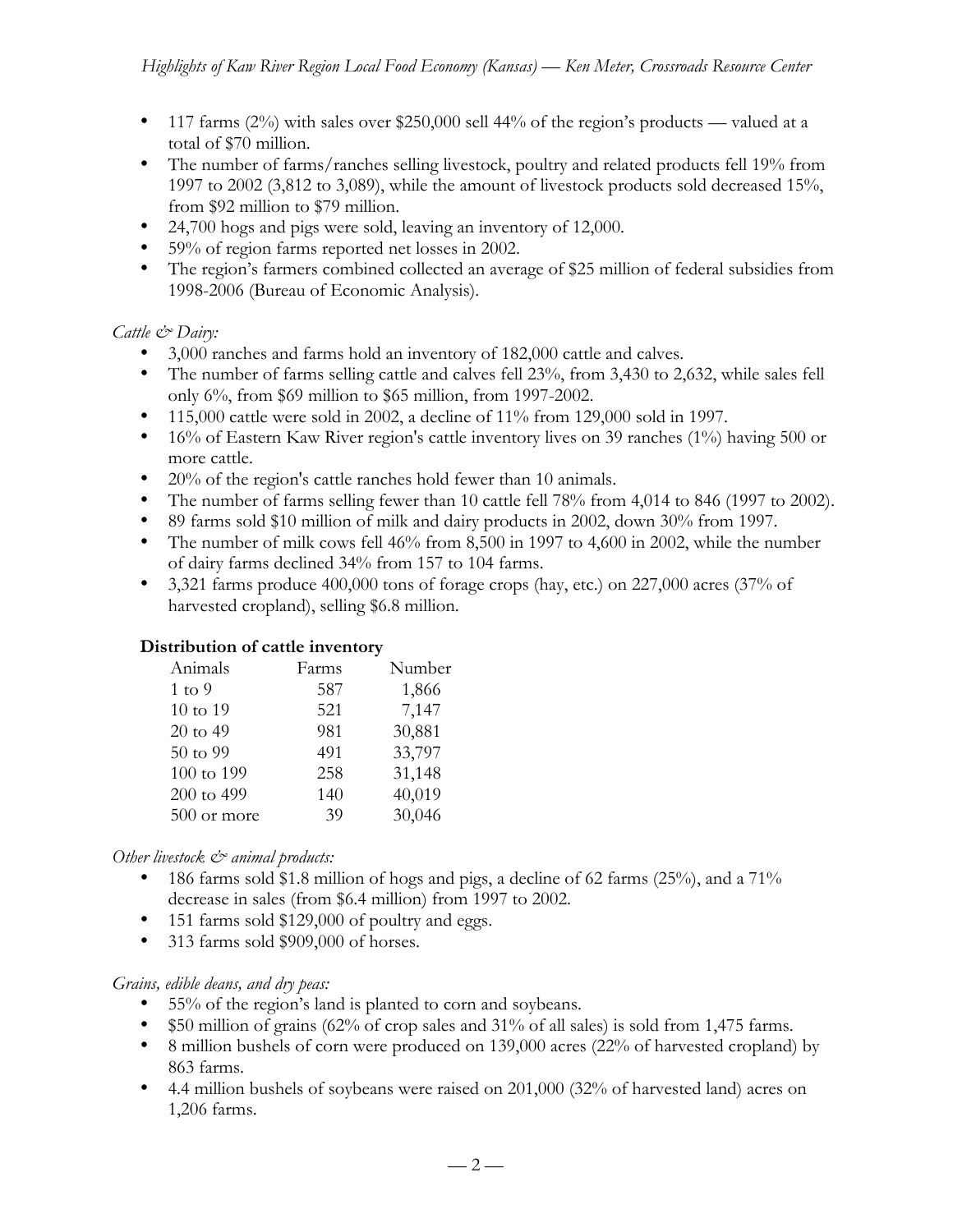- 117 farms (2%) with sales over $250,000 sell 44% of the region's products — valued at a total of $70 million.
- The number of farms/ranches selling livestock, poultry and related products fell 19% from 1997 to 2002 (3,812 to 3,089), while the amount of livestock products sold decreased 15%, from $92 million to $79 million.
- 24,700 hogs and pigs were sold, leaving an inventory of 12,000.
- 59% of region farms reported net losses in 2002.
- The region's farmers combined collected an average of $25 million of federal subsidies from 1998-2006 (Bureau of Economic Analysis).

*Cattle & Dairy:*

- 3,000 ranches and farms hold an inventory of 182,000 cattle and calves.
- The number of farms selling cattle and calves fell 23%, from 3,430 to 2,632, while sales fell only 6%, from $69 million to $65 million, from 1997-2002.
- 115,000 cattle were sold in 2002, a decline of 11% from 129,000 sold in 1997.
- 16% of Eastern Kaw River region's cattle inventory lives on 39 ranches (1%) having 500 or more cattle.
- 20% of the region's cattle ranches hold fewer than 10 animals.
- The number of farms selling fewer than 10 cattle fell 78% from 4,014 to 846 (1997 to 2002).
- 89 farms sold $10 million of milk and dairy products in 2002, down 30% from 1997.
- The number of milk cows fell 46% from 8,500 in 1997 to 4,600 in 2002, while the number of dairy farms declined 34% from 157 to 104 farms.
- 3,321 farms produce 400,000 tons of forage crops (hay, etc.) on 227,000 acres (37% of harvested cropland), selling $6.8 million.

**Distribution of cattle inventory**

| Animals | Farms | Number |
|---|---|---|
| 1 to 9 | 587 | 1,866 |
| 10 to 19 | 521 | 7,147 |
| 20 to 49 | 981 | 30,881 |
| 50 to 99 | 491 | 33,797 |
| 100 to 199 | 258 | 31,148 |
| 200 to 499 | 140 | 40,019 |
| 500 or more | 39 | 30,046 |

*Other livestock & animal products:*

- 186 farms sold $1.8 million of hogs and pigs, a decline of 62 farms (25%), and a 71% decrease in sales (from $6.4 million) from 1997 to 2002.
- 151 farms sold $129,000 of poultry and eggs.
- 313 farms sold $909,000 of horses.

*Grains, edible deans, and dry peas:*

- 55% of the region's land is planted to corn and soybeans.
- $50 million of grains (62% of crop sales and 31% of all sales) is sold from 1,475 farms.
- 8 million bushels of corn were produced on 139,000 acres (22% of harvested cropland) by 863 farms.
- 4.4 million bushels of soybeans were raised on 201,000 (32% of harvested land) acres on 1,206 farms.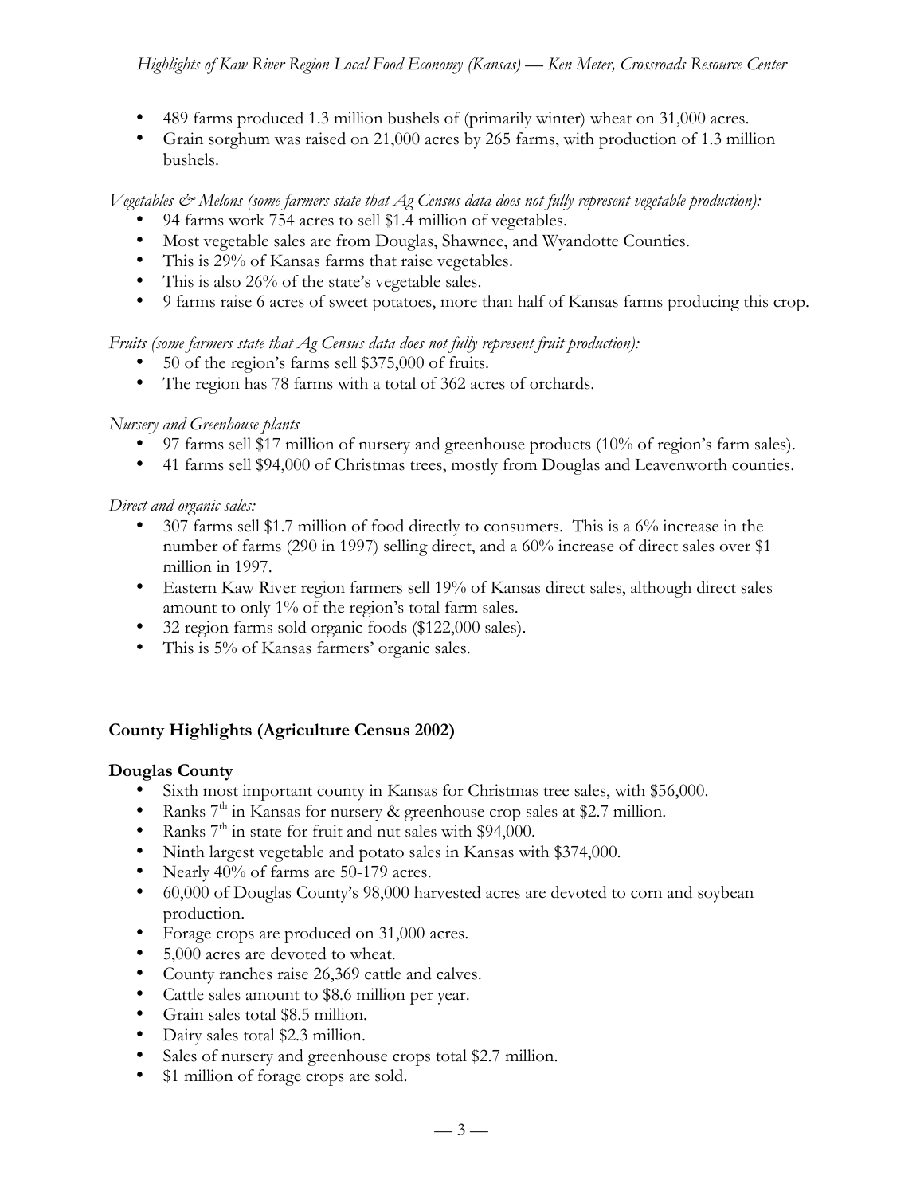- 489 farms produced 1.3 million bushels of (primarily winter) wheat on 31,000 acres.
- Grain sorghum was raised on 21,000 acres by 265 farms, with production of 1.3 million bushels.

*Vegetables & Melons (some farmers state that Ag Census data does not fully represent vegetable production):*

- 94 farms work 754 acres to sell $1.4 million of vegetables.
- Most vegetable sales are from Douglas, Shawnee, and Wyandotte Counties.
- This is 29% of Kansas farms that raise vegetables.
- This is also 26% of the state's vegetable sales.
- 9 farms raise 6 acres of sweet potatoes, more than half of Kansas farms producing this crop.

*Fruits (some farmers state that Ag Census data does not fully represent fruit production):*

- 50 of the region's farms sell $375,000 of fruits.
- The region has 78 farms with a total of 362 acres of orchards.

*Nursery and Greenhouse plants*

- 97 farms sell $17 million of nursery and greenhouse products (10% of region's farm sales).
- 41 farms sell $94,000 of Christmas trees, mostly from Douglas and Leavenworth counties.

*Direct and organic sales:*

- 307 farms sell $1.7 million of food directly to consumers. This is a 6% increase in the number of farms (290 in 1997) selling direct, and a 60% increase of direct sales over $1 million in 1997.
- Eastern Kaw River region farmers sell 19% of Kansas direct sales, although direct sales amount to only 1% of the region's total farm sales.
- 32 region farms sold organic foods ($122,000 sales).
- This is 5% of Kansas farmers' organic sales.

## County Highlights (Agriculture Census 2002)

### Douglas County

- Sixth most important county in Kansas for Christmas tree sales, with $56,000.
- Ranks 7th in Kansas for nursery & greenhouse crop sales at $2.7 million.
- Ranks 7th in state for fruit and nut sales with $94,000.
- Ninth largest vegetable and potato sales in Kansas with $374,000.
- Nearly 40% of farms are 50-179 acres.
- 60,000 of Douglas County's 98,000 harvested acres are devoted to corn and soybean production.
- Forage crops are produced on 31,000 acres.
- 5,000 acres are devoted to wheat.
- County ranches raise 26,369 cattle and calves.
- Cattle sales amount to $8.6 million per year.
- Grain sales total $8.5 million.
- Dairy sales total $2.3 million.
- Sales of nursery and greenhouse crops total $2.7 million.
- $1 million of forage crops are sold.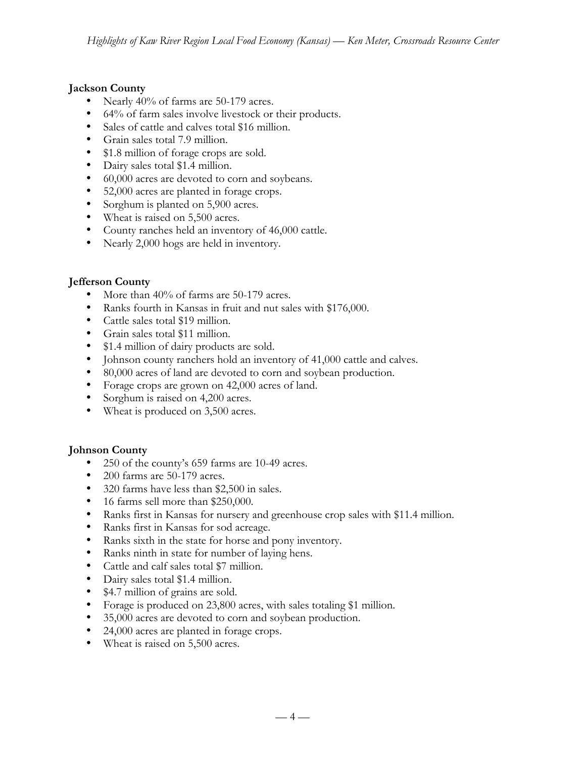**Jackson County**

- Nearly 40% of farms are 50-179 acres.
- 64% of farm sales involve livestock or their products.
- Sales of cattle and calves total $16 million.
- Grain sales total 7.9 million.
- $1.8 million of forage crops are sold.
- Dairy sales total $1.4 million.
- 60,000 acres are devoted to corn and soybeans.
- 52,000 acres are planted in forage crops.
- Sorghum is planted on 5,900 acres.
- Wheat is raised on 5,500 acres.
- County ranches held an inventory of 46,000 cattle.
- Nearly 2,000 hogs are held in inventory.

**Jefferson County**

- More than 40% of farms are 50-179 acres.
- Ranks fourth in Kansas in fruit and nut sales with $176,000.
- Cattle sales total $19 million.
- Grain sales total $11 million.
- $1.4 million of dairy products are sold.
- Johnson county ranchers hold an inventory of 41,000 cattle and calves.
- 80,000 acres of land are devoted to corn and soybean production.
- Forage crops are grown on 42,000 acres of land.
- Sorghum is raised on 4,200 acres.
- Wheat is produced on 3,500 acres.

**Johnson County**

- 250 of the county's 659 farms are 10-49 acres.
- 200 farms are 50-179 acres.
- 320 farms have less than $2,500 in sales.
- 16 farms sell more than $250,000.
- Ranks first in Kansas for nursery and greenhouse crop sales with $11.4 million.
- Ranks first in Kansas for sod acreage.
- Ranks sixth in the state for horse and pony inventory.
- Ranks ninth in state for number of laying hens.
- Cattle and calf sales total $7 million.
- Dairy sales total $1.4 million.
- $4.7 million of grains are sold.
- Forage is produced on 23,800 acres, with sales totaling $1 million.
- 35,000 acres are devoted to corn and soybean production.
- 24,000 acres are planted in forage crops.
- Wheat is raised on 5,500 acres.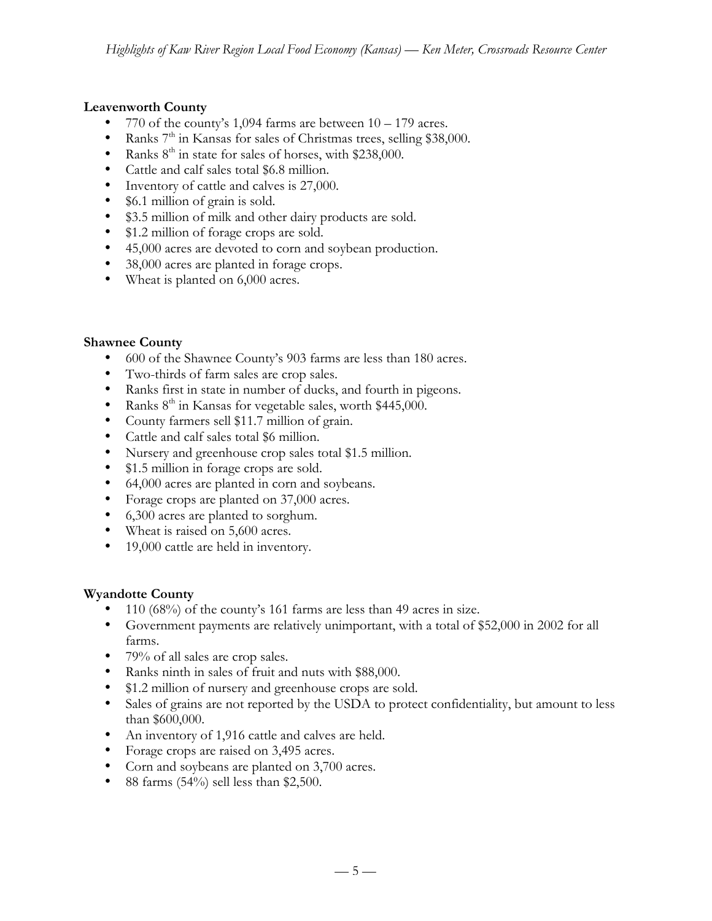**Leavenworth County**

- 770 of the county's 1,094 farms are between 10 – 179 acres.
- Ranks 7th in Kansas for sales of Christmas trees, selling $38,000.
- Ranks 8th in state for sales of horses, with $238,000.
- Cattle and calf sales total $6.8 million.
- Inventory of cattle and calves is 27,000.
- $6.1 million of grain is sold.
- $3.5 million of milk and other dairy products are sold.
- $1.2 million of forage crops are sold.
- 45,000 acres are devoted to corn and soybean production.
- 38,000 acres are planted in forage crops.
- Wheat is planted on 6,000 acres.

**Shawnee County**

- 600 of the Shawnee County's 903 farms are less than 180 acres.
- Two-thirds of farm sales are crop sales.
- Ranks first in state in number of ducks, and fourth in pigeons.
- Ranks 8th in Kansas for vegetable sales, worth $445,000.
- County farmers sell $11.7 million of grain.
- Cattle and calf sales total $6 million.
- Nursery and greenhouse crop sales total $1.5 million.
- $1.5 million in forage crops are sold.
- 64,000 acres are planted in corn and soybeans.
- Forage crops are planted on 37,000 acres.
- 6,300 acres are planted to sorghum.
- Wheat is raised on 5,600 acres.
- 19,000 cattle are held in inventory.

**Wyandotte County**

- 110 (68%) of the county's 161 farms are less than 49 acres in size.
- Government payments are relatively unimportant, with a total of $52,000 in 2002 for all farms.
- 79% of all sales are crop sales.
- Ranks ninth in sales of fruit and nuts with $88,000.
- $1.2 million of nursery and greenhouse crops are sold.
- Sales of grains are not reported by the USDA to protect confidentiality, but amount to less than $600,000.
- An inventory of 1,916 cattle and calves are held.
- Forage crops are raised on 3,495 acres.
- Corn and soybeans are planted on 3,700 acres.
- 88 farms (54%) sell less than $2,500.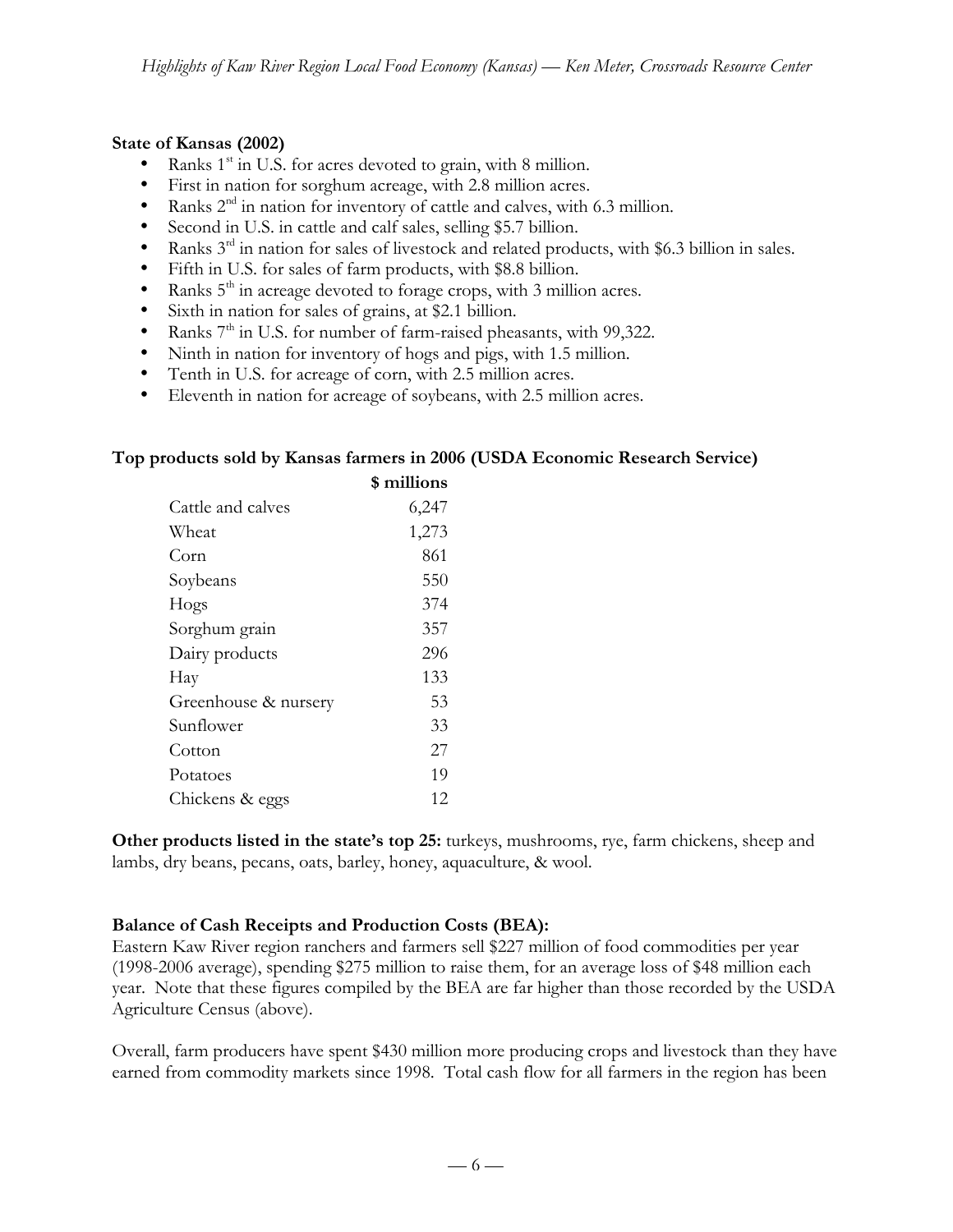**State of Kansas (2002)**

- Ranks 1st in U.S. for acres devoted to grain, with 8 million.
- First in nation for sorghum acreage, with 2.8 million acres.
- Ranks 2nd in nation for inventory of cattle and calves, with 6.3 million.
- Second in U.S. in cattle and calf sales, selling $5.7 billion.
- Ranks 3rd in nation for sales of livestock and related products, with $6.3 billion in sales.
- Fifth in U.S. for sales of farm products, with $8.8 billion.
- Ranks 5th in acreage devoted to forage crops, with 3 million acres.
- Sixth in nation for sales of grains, at $2.1 billion.
- Ranks 7th in U.S. for number of farm-raised pheasants, with 99,322.
- Ninth in nation for inventory of hogs and pigs, with 1.5 million.
- Tenth in U.S. for acreage of corn, with 2.5 million acres.
- Eleventh in nation for acreage of soybeans, with 2.5 million acres.

**Top products sold by Kansas farmers in 2006 (USDA Economic Research Service)**

| | $ millions |
|---|---|
| Cattle and calves | 6,247 |
| Wheat | 1,273 |
| Corn | 861 |
| Soybeans | 550 |
| Hogs | 374 |
| Sorghum grain | 357 |
| Dairy products | 296 |
| Hay | 133 |
| Greenhouse & nursery | 53 |
| Sunflower | 33 |
| Cotton | 27 |
| Potatoes | 19 |
| Chickens & eggs | 12 |

**Other products listed in the state's top 25:** turkeys, mushrooms, rye, farm chickens, sheep and lambs, dry beans, pecans, oats, barley, honey, aquaculture, & wool.

**Balance of Cash Receipts and Production Costs (BEA):**

Eastern Kaw River region ranchers and farmers sell $227 million of food commodities per year (1998-2006 average), spending $275 million to raise them, for an average loss of $48 million each year. Note that these figures compiled by the BEA are far higher than those recorded by the USDA Agriculture Census (above).

Overall, farm producers have spent $430 million more producing crops and livestock than they have earned from commodity markets since 1998. Total cash flow for all farmers in the region has been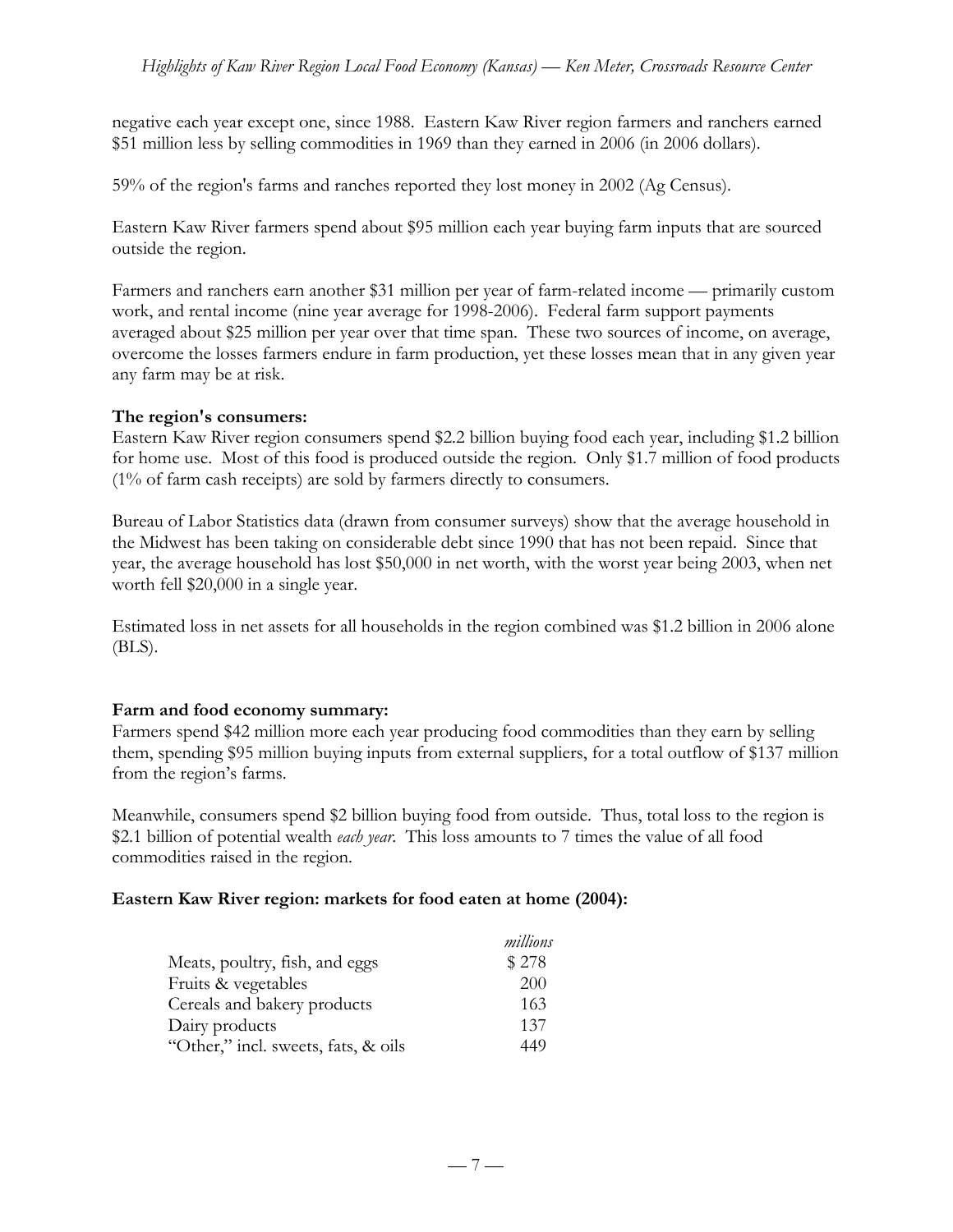negative each year except one, since 1988. Eastern Kaw River region farmers and ranchers earned $51 million less by selling commodities in 1969 than they earned in 2006 (in 2006 dollars).

59% of the region's farms and ranches reported they lost money in 2002 (Ag Census).

Eastern Kaw River farmers spend about $95 million each year buying farm inputs that are sourced outside the region.

Farmers and ranchers earn another $31 million per year of farm-related income — primarily custom work, and rental income (nine year average for 1998-2006). Federal farm support payments averaged about $25 million per year over that time span. These two sources of income, on average, overcome the losses farmers endure in farm production, yet these losses mean that in any given year any farm may be at risk.

**The region's consumers:**
Eastern Kaw River region consumers spend $2.2 billion buying food each year, including $1.2 billion for home use. Most of this food is produced outside the region. Only $1.7 million of food products (1% of farm cash receipts) are sold by farmers directly to consumers.

Bureau of Labor Statistics data (drawn from consumer surveys) show that the average household in the Midwest has been taking on considerable debt since 1990 that has not been repaid. Since that year, the average household has lost $50,000 in net worth, with the worst year being 2003, when net worth fell $20,000 in a single year.

Estimated loss in net assets for all households in the region combined was $1.2 billion in 2006 alone (BLS).

**Farm and food economy summary:**
Farmers spend $42 million more each year producing food commodities than they earn by selling them, spending $95 million buying inputs from external suppliers, for a total outflow of $137 million from the region's farms.

Meanwhile, consumers spend $2 billion buying food from outside. Thus, total loss to the region is $2.1 billion of potential wealth *each year*. This loss amounts to 7 times the value of all food commodities raised in the region.

**Eastern Kaw River region: markets for food eaten at home (2004):**

| | *millions* |
|---|---|
| Meats, poultry, fish, and eggs | $ 278 |
| Fruits & vegetables | 200 |
| Cereals and bakery products | 163 |
| Dairy products | 137 |
| "Other," incl. sweets, fats, & oils | 449 |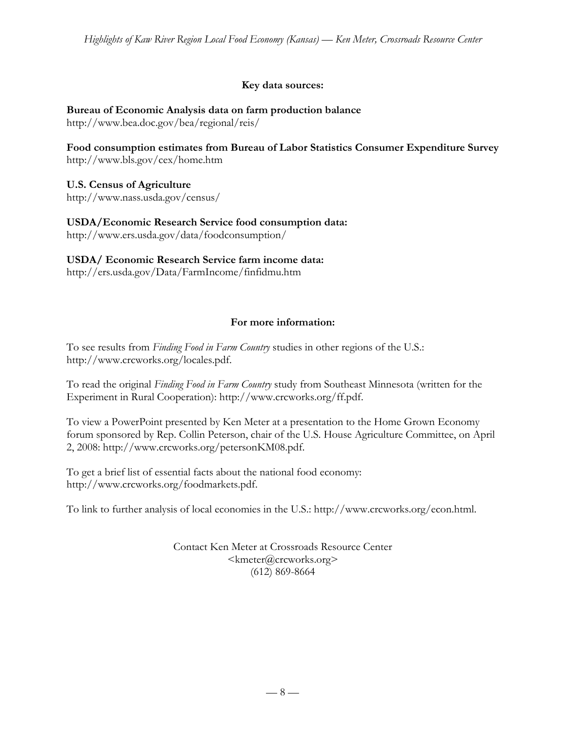## Key data sources:

**Bureau of Economic Analysis data on farm production balance**
http://www.bea.doc.gov/bea/regional/reis/

**Food consumption estimates from Bureau of Labor Statistics Consumer Expenditure Survey**
http://www.bls.gov/cex/home.htm

**U.S. Census of Agriculture**
http://www.nass.usda.gov/census/

**USDA/Economic Research Service food consumption data:**
http://www.ers.usda.gov/data/foodconsumption/

**USDA/ Economic Research Service farm income data:**
http://ers.usda.gov/Data/FarmIncome/finfidmu.htm

## For more information:

To see results from *Finding Food in Farm Country* studies in other regions of the U.S.: http://www.crcworks.org/locales.pdf.

To read the original *Finding Food in Farm Country* study from Southeast Minnesota (written for the Experiment in Rural Cooperation): http://www.crcworks.org/ff.pdf.

To view a PowerPoint presented by Ken Meter at a presentation to the Home Grown Economy forum sponsored by Rep. Collin Peterson, chair of the U.S. House Agriculture Committee, on April 2, 2008: http://www.crcworks.org/petersonKM08.pdf.

To get a brief list of essential facts about the national food economy: http://www.crcworks.org/foodmarkets.pdf.

To link to further analysis of local economies in the U.S.: http://www.crcworks.org/econ.html.

Contact Ken Meter at Crossroads Resource Center
<kmeter@crcworks.org>
(612) 869-8664